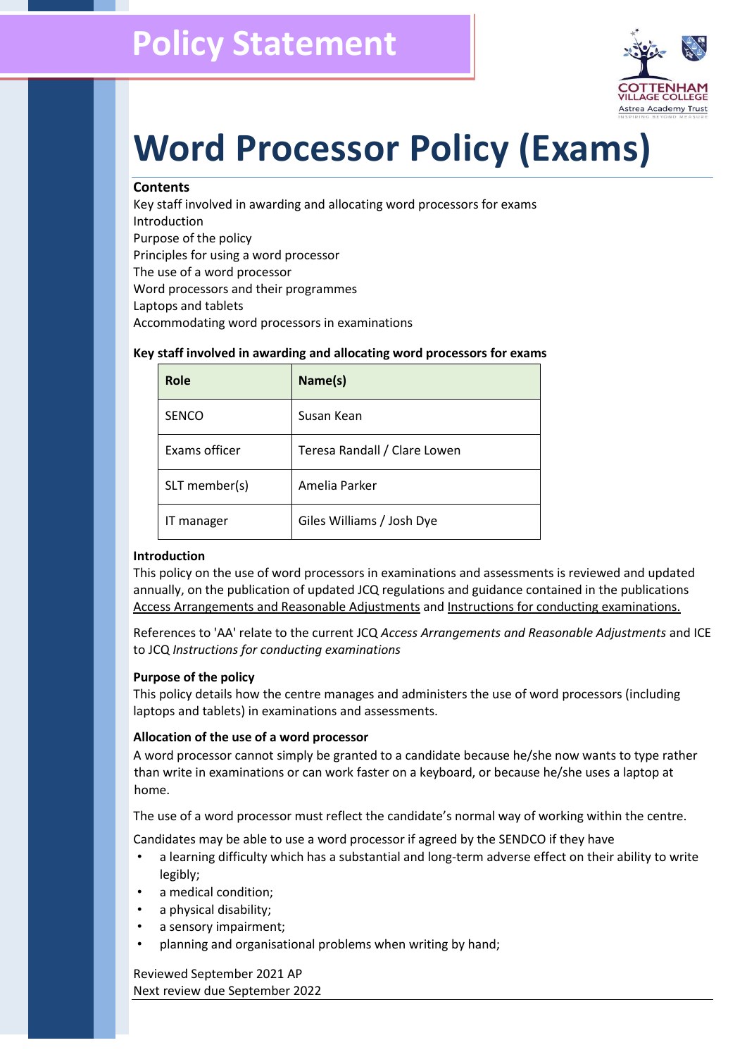# Policy Statement

# Word Processor Policy (Exams)

**Contents**

Key staff involved in awarding and allocating word processors for exams
Introduction
Purpose of the policy
Principles for using a word processor
The use of a word processor
Word processors and their programmes
Laptops and tablets
Accommodating word processors in examinations

**Key staff involved in awarding and allocating word processors for exams**

| Role | Name(s) |
|---|---|
| SENCO | Susan Kean |
| Exams officer | Teresa Randall / Clare Lowen |
| SLT member(s) | Amelia Parker |
| IT manager | Giles Williams / Josh Dye |

**Introduction**

This policy on the use of word processors in examinations and assessments is reviewed and updated annually, on the publication of updated JCQ regulations and guidance contained in the publications Access Arrangements and Reasonable Adjustments and Instructions for conducting examinations.

References to 'AA' relate to the current JCQ *Access Arrangements and Reasonable Adjustments* and ICE to JCQ *Instructions for conducting examinations*

**Purpose of the policy**

This policy details how the centre manages and administers the use of word processors (including laptops and tablets) in examinations and assessments.

**Allocation of the use of a word processor**

A word processor cannot simply be granted to a candidate because he/she now wants to type rather than write in examinations or can work faster on a keyboard, or because he/she uses a laptop at home.

The use of a word processor must reflect the candidate's normal way of working within the centre.

Candidates may be able to use a word processor if agreed by the SENDCO if they have

- a learning difficulty which has a substantial and long-term adverse effect on their ability to write legibly;
- a medical condition;
- a physical disability;
- a sensory impairment;
- planning and organisational problems when writing by hand;

Reviewed September 2021 AP
Next review due September 2022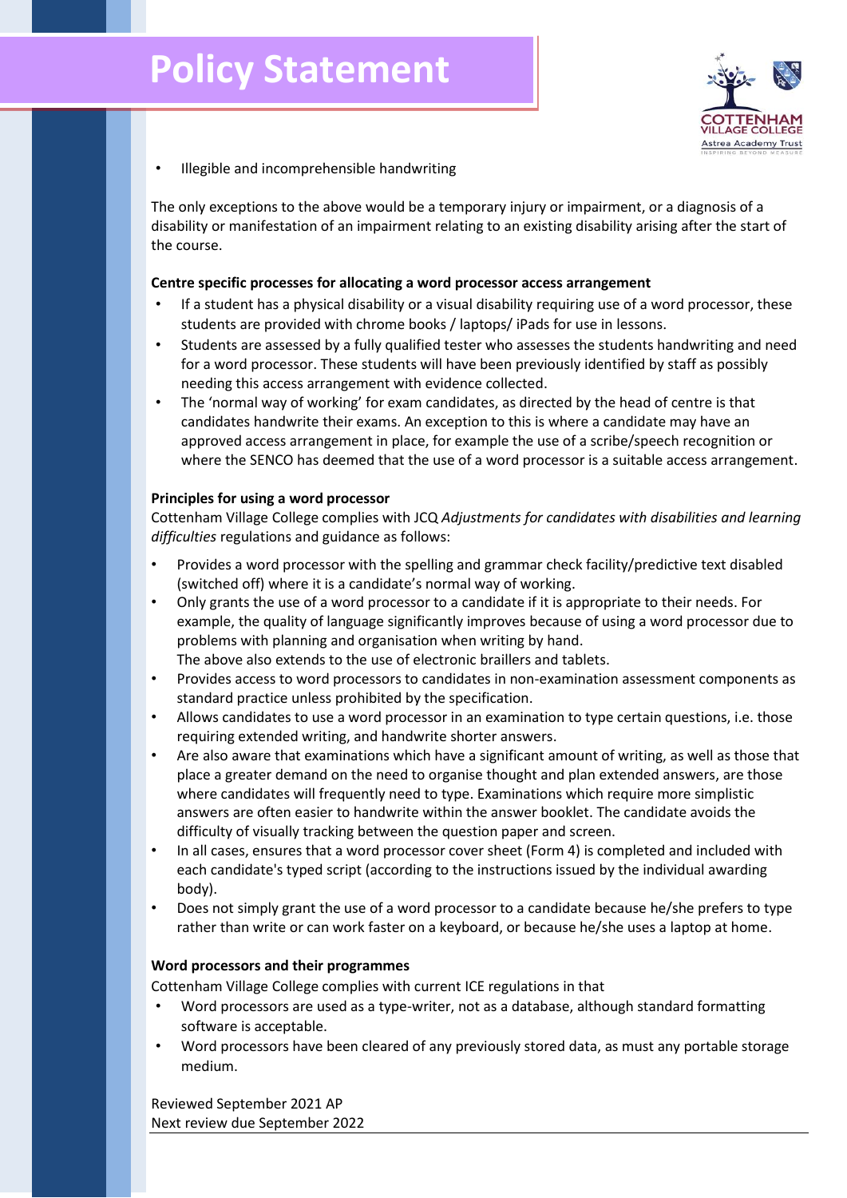- Illegible and incomprehensible handwriting

The only exceptions to the above would be a temporary injury or impairment, or a diagnosis of a disability or manifestation of an impairment relating to an existing disability arising after the start of the course.

**Centre specific processes for allocating a word processor access arrangement**

- If a student has a physical disability or a visual disability requiring use of a word processor, these students are provided with chrome books / laptops/ iPads for use in lessons.
- Students are assessed by a fully qualified tester who assesses the students handwriting and need for a word processor. These students will have been previously identified by staff as possibly needing this access arrangement with evidence collected.
- The 'normal way of working' for exam candidates, as directed by the head of centre is that candidates handwrite their exams. An exception to this is where a candidate may have an approved access arrangement in place, for example the use of a scribe/speech recognition or where the SENCO has deemed that the use of a word processor is a suitable access arrangement.

**Principles for using a word processor**

Cottenham Village College complies with JCQ *Adjustments for candidates with disabilities and learning difficulties* regulations and guidance as follows:

- Provides a word processor with the spelling and grammar check facility/predictive text disabled (switched off) where it is a candidate's normal way of working.
- Only grants the use of a word processor to a candidate if it is appropriate to their needs. For example, the quality of language significantly improves because of using a word processor due to problems with planning and organisation when writing by hand.
  The above also extends to the use of electronic braillers and tablets.
- Provides access to word processors to candidates in non-examination assessment components as standard practice unless prohibited by the specification.
- Allows candidates to use a word processor in an examination to type certain questions, i.e. those requiring extended writing, and handwrite shorter answers.
- Are also aware that examinations which have a significant amount of writing, as well as those that place a greater demand on the need to organise thought and plan extended answers, are those where candidates will frequently need to type. Examinations which require more simplistic answers are often easier to handwrite within the answer booklet. The candidate avoids the difficulty of visually tracking between the question paper and screen.
- In all cases, ensures that a word processor cover sheet (Form 4) is completed and included with each candidate's typed script (according to the instructions issued by the individual awarding body).
- Does not simply grant the use of a word processor to a candidate because he/she prefers to type rather than write or can work faster on a keyboard, or because he/she uses a laptop at home.

**Word processors and their programmes**

Cottenham Village College complies with current ICE regulations in that

- Word processors are used as a type-writer, not as a database, although standard formatting software is acceptable.
- Word processors have been cleared of any previously stored data, as must any portable storage medium.

Reviewed September 2021 AP
Next review due September 2022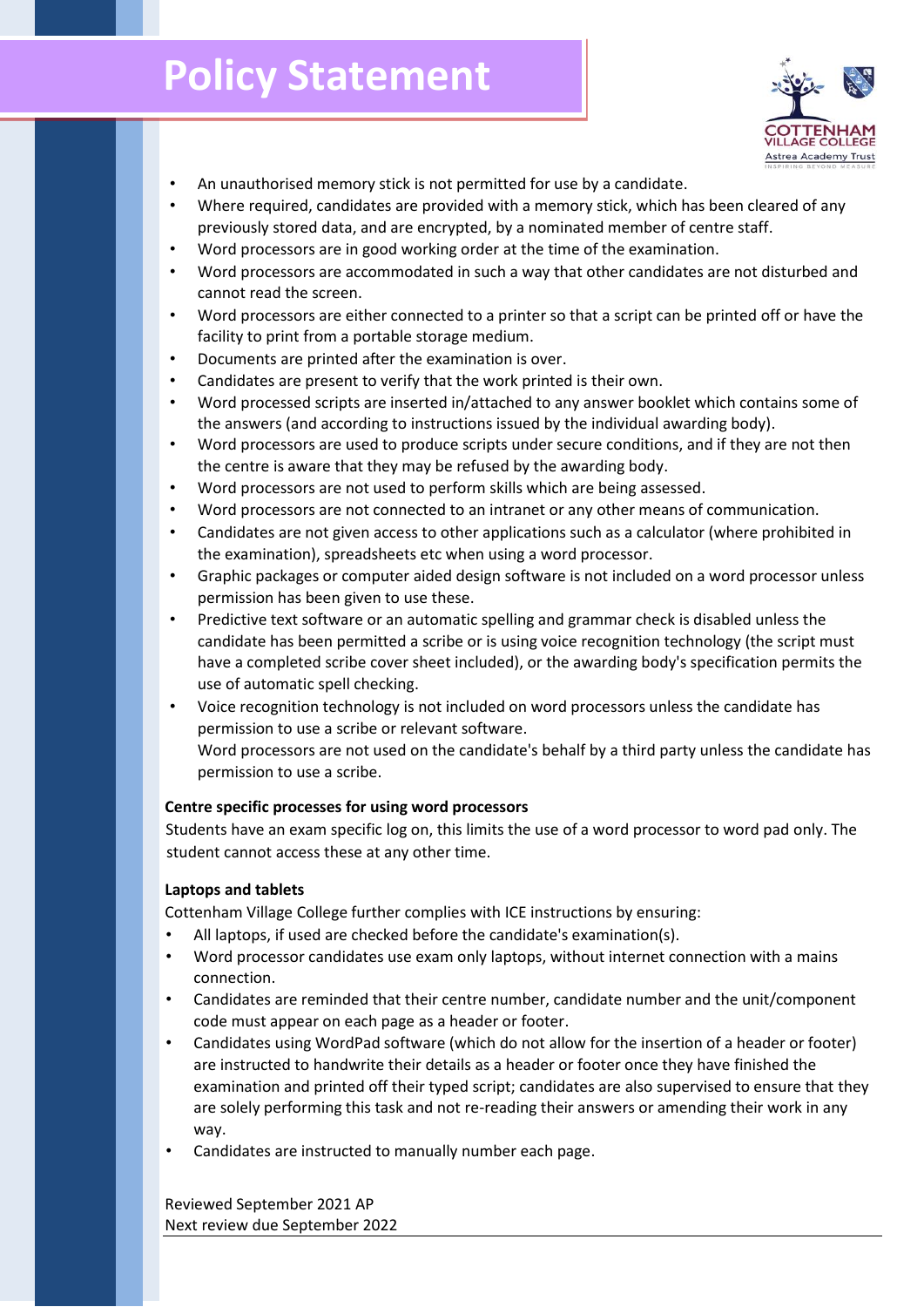# Policy Statement

- An unauthorised memory stick is not permitted for use by a candidate.
- Where required, candidates are provided with a memory stick, which has been cleared of any previously stored data, and are encrypted, by a nominated member of centre staff.
- Word processors are in good working order at the time of the examination.
- Word processors are accommodated in such a way that other candidates are not disturbed and cannot read the screen.
- Word processors are either connected to a printer so that a script can be printed off or have the facility to print from a portable storage medium.
- Documents are printed after the examination is over.
- Candidates are present to verify that the work printed is their own.
- Word processed scripts are inserted in/attached to any answer booklet which contains some of the answers (and according to instructions issued by the individual awarding body).
- Word processors are used to produce scripts under secure conditions, and if they are not then the centre is aware that they may be refused by the awarding body.
- Word processors are not used to perform skills which are being assessed.
- Word processors are not connected to an intranet or any other means of communication.
- Candidates are not given access to other applications such as a calculator (where prohibited in the examination), spreadsheets etc when using a word processor.
- Graphic packages or computer aided design software is not included on a word processor unless permission has been given to use these.
- Predictive text software or an automatic spelling and grammar check is disabled unless the candidate has been permitted a scribe or is using voice recognition technology (the script must have a completed scribe cover sheet included), or the awarding body's specification permits the use of automatic spell checking.
- Voice recognition technology is not included on word processors unless the candidate has permission to use a scribe or relevant software.
  Word processors are not used on the candidate's behalf by a third party unless the candidate has permission to use a scribe.

**Centre specific processes for using word processors**

Students have an exam specific log on, this limits the use of a word processor to word pad only. The student cannot access these at any other time.

**Laptops and tablets**

Cottenham Village College further complies with ICE instructions by ensuring:

- All laptops, if used are checked before the candidate's examination(s).
- Word processor candidates use exam only laptops, without internet connection with a mains connection.
- Candidates are reminded that their centre number, candidate number and the unit/component code must appear on each page as a header or footer.
- Candidates using WordPad software (which do not allow for the insertion of a header or footer) are instructed to handwrite their details as a header or footer once they have finished the examination and printed off their typed script; candidates are also supervised to ensure that they are solely performing this task and not re-reading their answers or amending their work in any way.
- Candidates are instructed to manually number each page.

Reviewed September 2021 AP
Next review due September 2022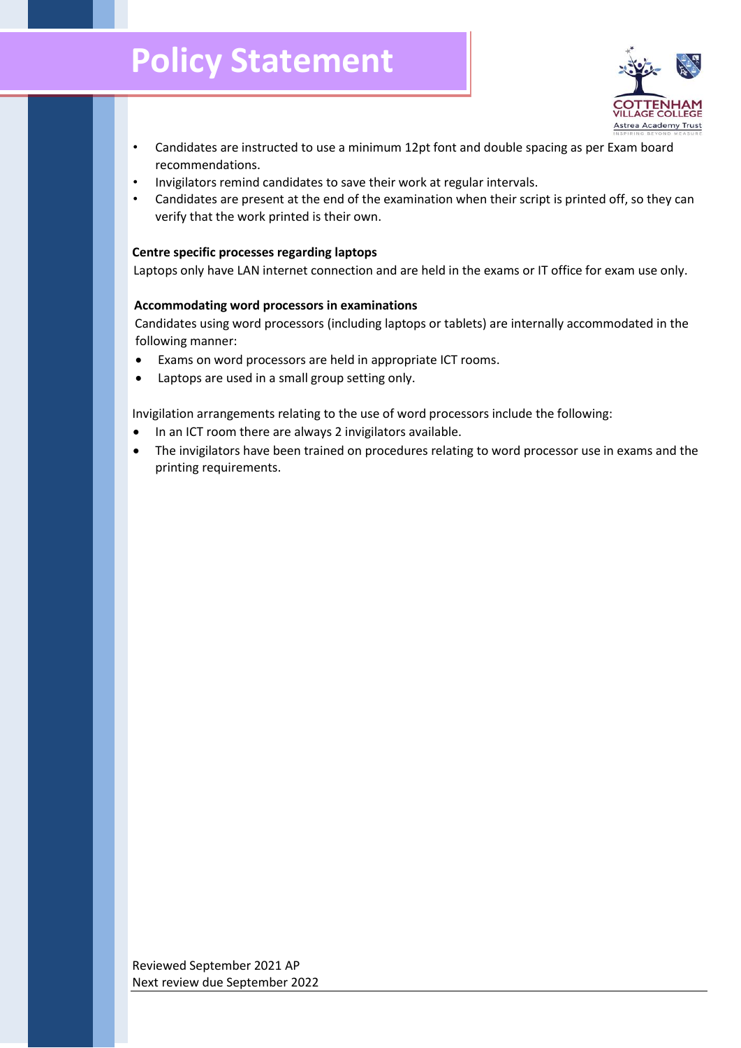# Policy Statement

- Candidates are instructed to use a minimum 12pt font and double spacing as per Exam board recommendations.
- Invigilators remind candidates to save their work at regular intervals.
- Candidates are present at the end of the examination when their script is printed off, so they can verify that the work printed is their own.

**Centre specific processes regarding laptops**

Laptops only have LAN internet connection and are held in the exams or IT office for exam use only.

**Accommodating word processors in examinations**

Candidates using word processors (including laptops or tablets) are internally accommodated in the following manner:

- Exams on word processors are held in appropriate ICT rooms.
- Laptops are used in a small group setting only.

Invigilation arrangements relating to the use of word processors include the following:

- In an ICT room there are always 2 invigilators available.
- The invigilators have been trained on procedures relating to word processor use in exams and the printing requirements.

Reviewed September 2021 AP
Next review due September 2022